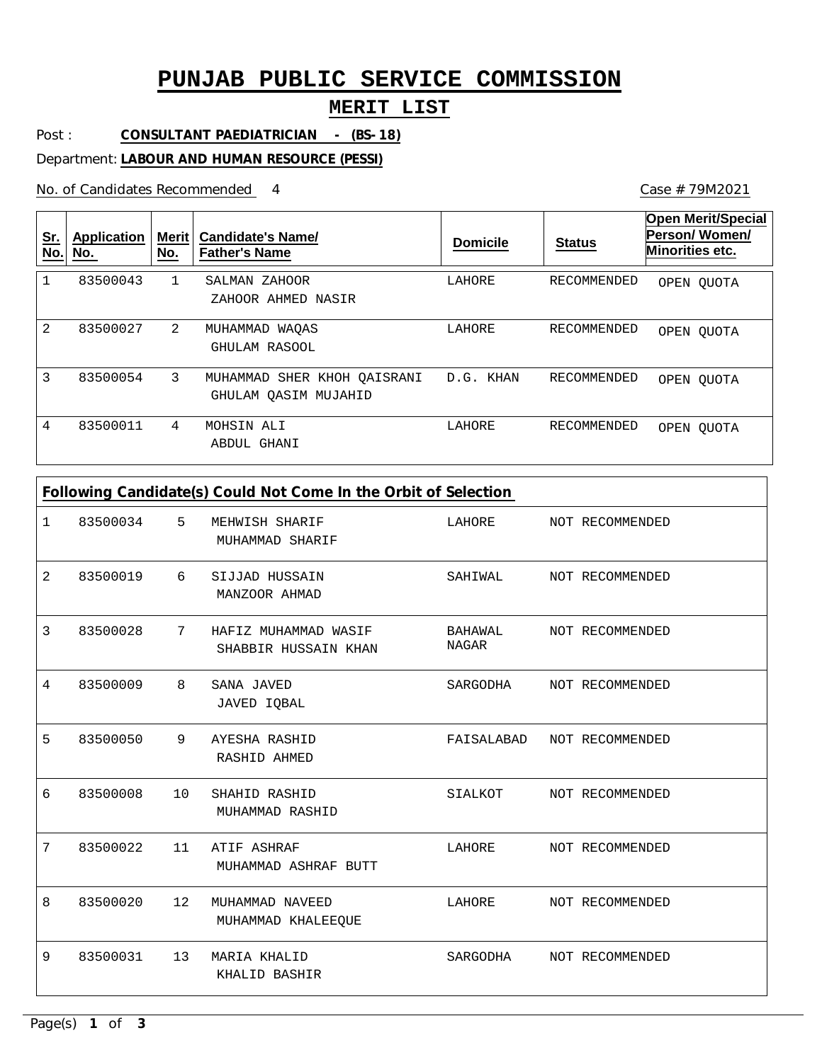# PUNJAB PUBLIC SERVICE COMMISSION

## MERIT LIST

Post : **CONSULTANT PAEDIATRICIAN - (BS-18)**

Department: **LABOUR AND HUMAN RESOURCE (PESSI)**

No. of Candidates Recommended 4

Case # 79M2021

| Sr. No. | Application No. | Merit No. | Candidate's Name/ Father's Name | Domicile | Status | Open Merit/Special Person/ Women/ Minorities etc. |
|---|---|---|---|---|---|---|
| 1 | 83500043 | 1 | SALMAN ZAHOOR<br>ZAHOOR AHMED NASIR | LAHORE | RECOMMENDED | OPEN QUOTA |
| 2 | 83500027 | 2 | MUHAMMAD WAQAS<br>GHULAM RASOOL | LAHORE | RECOMMENDED | OPEN QUOTA |
| 3 | 83500054 | 3 | MUHAMMAD SHER KHOH QAISRANI<br>GHULAM QASIM MUJAHID | D.G. KHAN | RECOMMENDED | OPEN QUOTA |
| 4 | 83500011 | 4 | MOHSIN ALI<br>ABDUL GHANI | LAHORE | RECOMMENDED | OPEN QUOTA |

**Following Candidate(s) Could Not Come In the Orbit of Selection**

| Sr. No. | Application No. | Merit No. | Candidate's Name/ Father's Name | Domicile | Status |
|---|---|---|---|---|---|
| 1 | 83500034 | 5 | MEHWISH SHARIF<br>MUHAMMAD SHARIF | LAHORE | NOT RECOMMENDED |
| 2 | 83500019 | 6 | SIJJAD HUSSAIN<br>MANZOOR AHMAD | SAHIWAL | NOT RECOMMENDED |
| 3 | 83500028 | 7 | HAFIZ MUHAMMAD WASIF<br>SHABBIR HUSSAIN KHAN | BAHAWAL NAGAR | NOT RECOMMENDED |
| 4 | 83500009 | 8 | SANA JAVED<br>JAVED IQBAL | SARGODHA | NOT RECOMMENDED |
| 5 | 83500050 | 9 | AYESHA RASHID<br>RASHID AHMED | FAISALABAD | NOT RECOMMENDED |
| 6 | 83500008 | 10 | SHAHID RASHID<br>MUHAMMAD RASHID | SIALKOT | NOT RECOMMENDED |
| 7 | 83500022 | 11 | ATIF ASHRAF<br>MUHAMMAD ASHRAF BUTT | LAHORE | NOT RECOMMENDED |
| 8 | 83500020 | 12 | MUHAMMAD NAVEED<br>MUHAMMAD KHALEEQUE | LAHORE | NOT RECOMMENDED |
| 9 | 83500031 | 13 | MARIA KHALID<br>KHALID BASHIR | SARGODHA | NOT RECOMMENDED |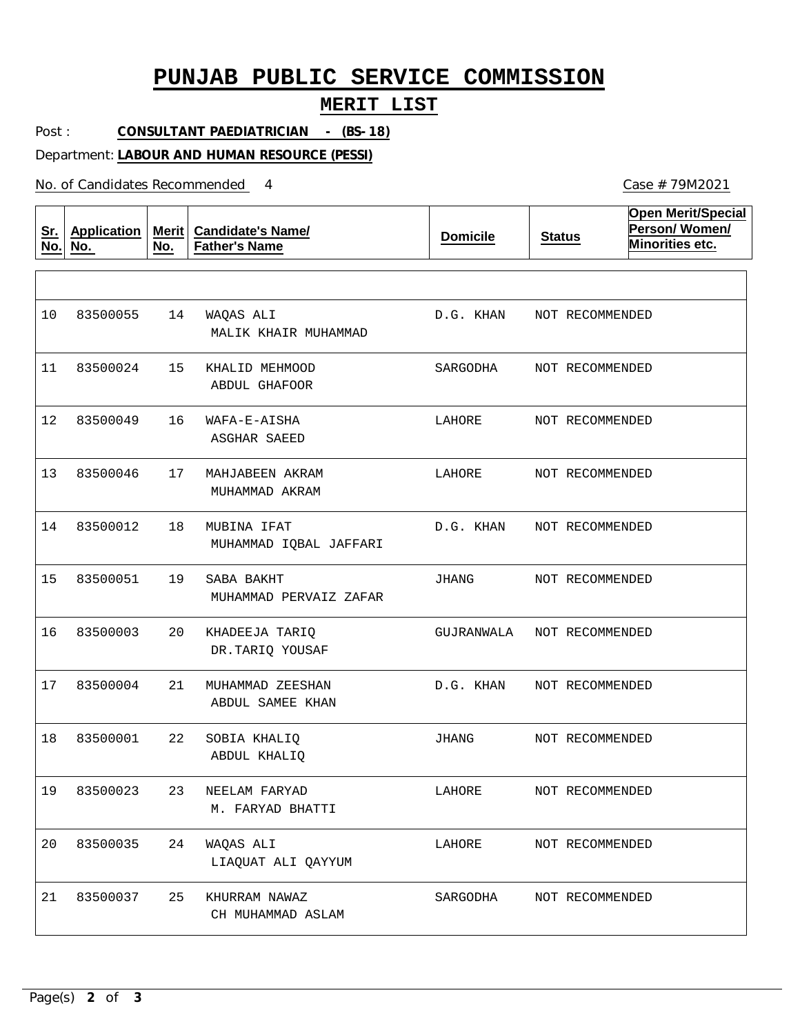# PUNJAB PUBLIC SERVICE COMMISSION

## MERIT LIST

Post : **CONSULTANT PAEDIATRICIAN - (BS-18)**

Department: **LABOUR AND HUMAN RESOURCE (PESSI)**

No. of Candidates Recommended 4

Case # 79M2021

| Sr. No. | Application No. | Merit No. | Candidate's Name/ Father's Name | Domicile | Status | Open Merit/Special Person/ Women/ Minorities etc. |
|---|---|---|---|---|---|---|
| 10 | 83500055 | 14 | WAQAS ALI<br>MALIK KHAIR MUHAMMAD | D.G. KHAN | NOT RECOMMENDED | |
| 11 | 83500024 | 15 | KHALID MEHMOOD<br>ABDUL GHAFOOR | SARGODHA | NOT RECOMMENDED | |
| 12 | 83500049 | 16 | WAFA-E-AISHA<br>ASGHAR SAEED | LAHORE | NOT RECOMMENDED | |
| 13 | 83500046 | 17 | MAHJABEEN AKRAM<br>MUHAMMAD AKRAM | LAHORE | NOT RECOMMENDED | |
| 14 | 83500012 | 18 | MUBINA IFAT<br>MUHAMMAD IQBAL JAFFARI | D.G. KHAN | NOT RECOMMENDED | |
| 15 | 83500051 | 19 | SABA BAKHT<br>MUHAMMAD PERVAIZ ZAFAR | JHANG | NOT RECOMMENDED | |
| 16 | 83500003 | 20 | KHADEEJA TARIQ<br>DR.TARIQ YOUSAF | GUJRANWALA | NOT RECOMMENDED | |
| 17 | 83500004 | 21 | MUHAMMAD ZEESHAN<br>ABDUL SAMEE KHAN | D.G. KHAN | NOT RECOMMENDED | |
| 18 | 83500001 | 22 | SOBIA KHALIQ<br>ABDUL KHALIQ | JHANG | NOT RECOMMENDED | |
| 19 | 83500023 | 23 | NEELAM FARYAD<br>M. FARYAD BHATTI | LAHORE | NOT RECOMMENDED | |
| 20 | 83500035 | 24 | WAQAS ALI<br>LIAQUAT ALI QAYYUM | LAHORE | NOT RECOMMENDED | |
| 21 | 83500037 | 25 | KHURRAM NAWAZ<br>CH MUHAMMAD ASLAM | SARGODHA | NOT RECOMMENDED | |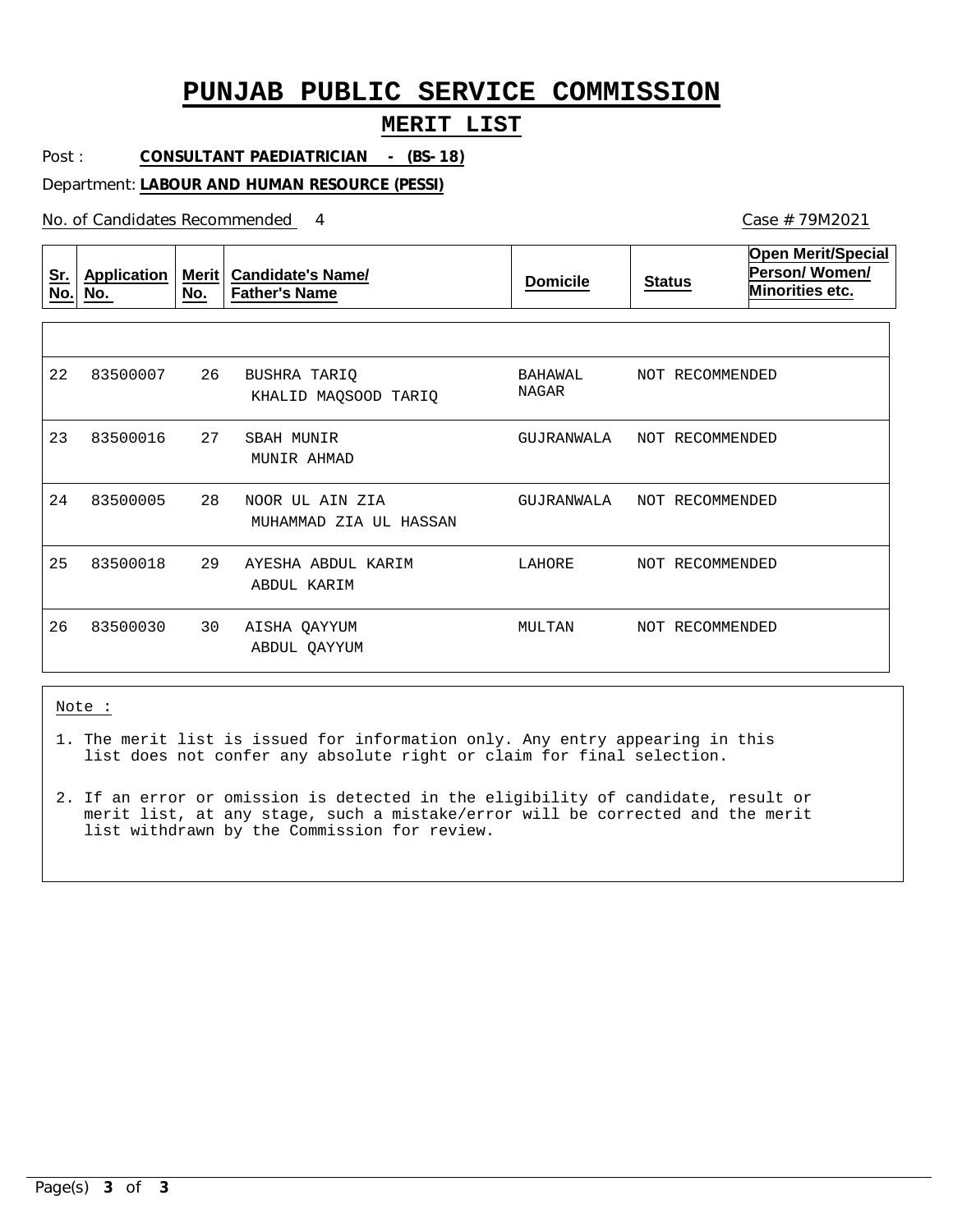# PUNJAB PUBLIC SERVICE COMMISSION

## MERIT LIST

Post : **CONSULTANT PAEDIATRICIAN - (BS-18)**

Department: **LABOUR AND HUMAN RESOURCE (PESSI)**

No. of Candidates Recommended 4

Case # 79M2021

| Sr. No. | Application No. | Merit No. | Candidate's Name/ Father's Name | Domicile | Status | Open Merit/Special Person/ Women/ Minorities etc. |
|---|---|---|---|---|---|---|
| 22 | 83500007 | 26 | BUSHRA TARIQ<br>KHALID MAQSOOD TARIQ | BAHAWAL NAGAR | NOT RECOMMENDED | |
| 23 | 83500016 | 27 | SBAH MUNIR<br>MUNIR AHMAD | GUJRANWALA | NOT RECOMMENDED | |
| 24 | 83500005 | 28 | NOOR UL AIN ZIA<br>MUHAMMAD ZIA UL HASSAN | GUJRANWALA | NOT RECOMMENDED | |
| 25 | 83500018 | 29 | AYESHA ABDUL KARIM<br>ABDUL KARIM | LAHORE | NOT RECOMMENDED | |
| 26 | 83500030 | 30 | AISHA QAYYUM<br>ABDUL QAYYUM | MULTAN | NOT RECOMMENDED | |

Note :

1. The merit list is issued for information only. Any entry appearing in this list does not confer any absolute right or claim for final selection.
2. If an error or omission is detected in the eligibility of candidate, result or merit list, at any stage, such a mistake/error will be corrected and the merit list withdrawn by the Commission for review.